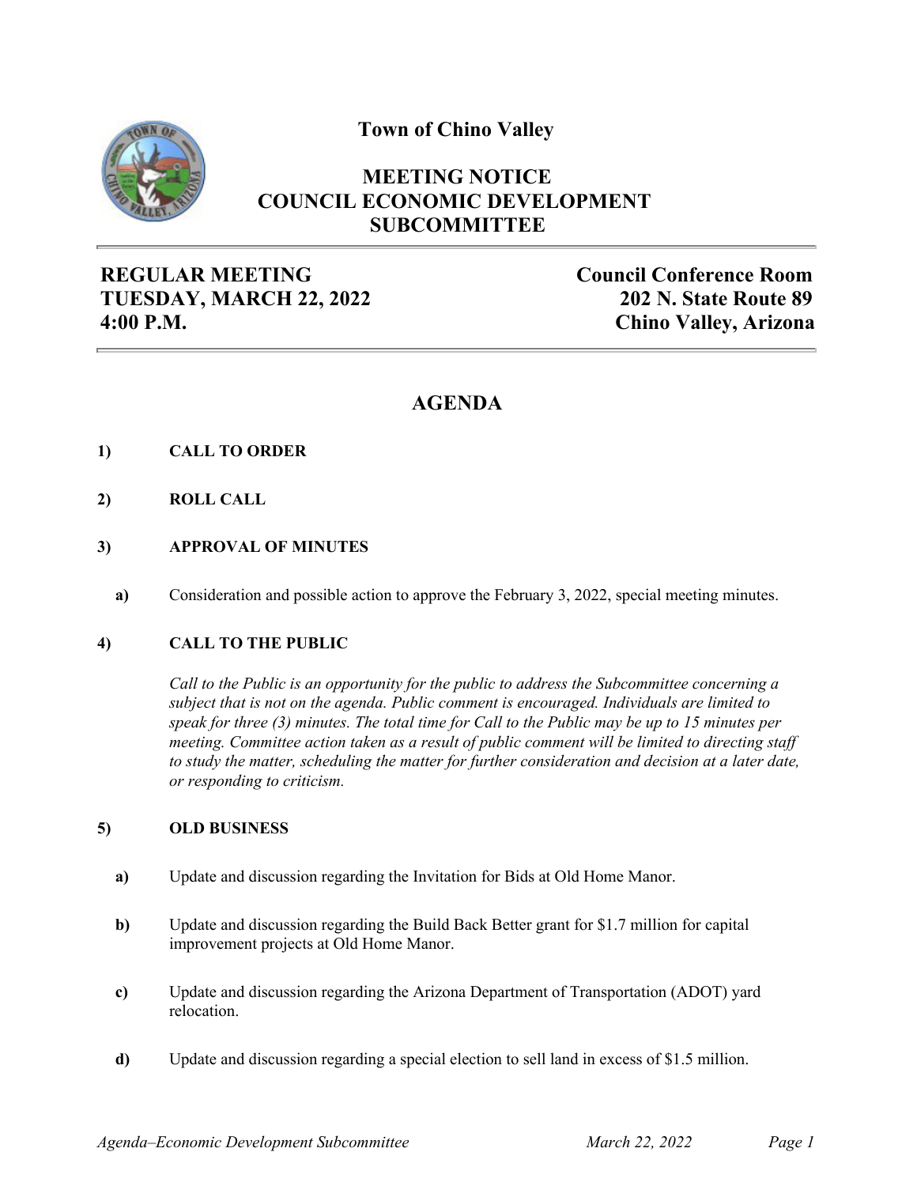# Town of Chino Valley

## MEETING NOTICE
## COUNCIL ECONOMIC DEVELOPMENT SUBCOMMITTEE

**REGULAR MEETING**
**TUESDAY, MARCH 22, 2022**
**4:00 P.M.**

**Council Conference Room**
**202 N. State Route 89**
**Chino Valley, Arizona**

## AGENDA

**1) CALL TO ORDER**

**2) ROLL CALL**

**3) APPROVAL OF MINUTES**

**a)** Consideration and possible action to approve the February 3, 2022, special meeting minutes.

**4) CALL TO THE PUBLIC**

*Call to the Public is an opportunity for the public to address the Subcommittee concerning a subject that is not on the agenda. Public comment is encouraged. Individuals are limited to speak for three (3) minutes. The total time for Call to the Public may be up to 15 minutes per meeting. Committee action taken as a result of public comment will be limited to directing staff to study the matter, scheduling the matter for further consideration and decision at a later date, or responding to criticism.*

**5) OLD BUSINESS**

**a)** Update and discussion regarding the Invitation for Bids at Old Home Manor.

**b)** Update and discussion regarding the Build Back Better grant for $1.7 million for capital improvement projects at Old Home Manor.

**c)** Update and discussion regarding the Arizona Department of Transportation (ADOT) yard relocation.

**d)** Update and discussion regarding a special election to sell land in excess of $1.5 million.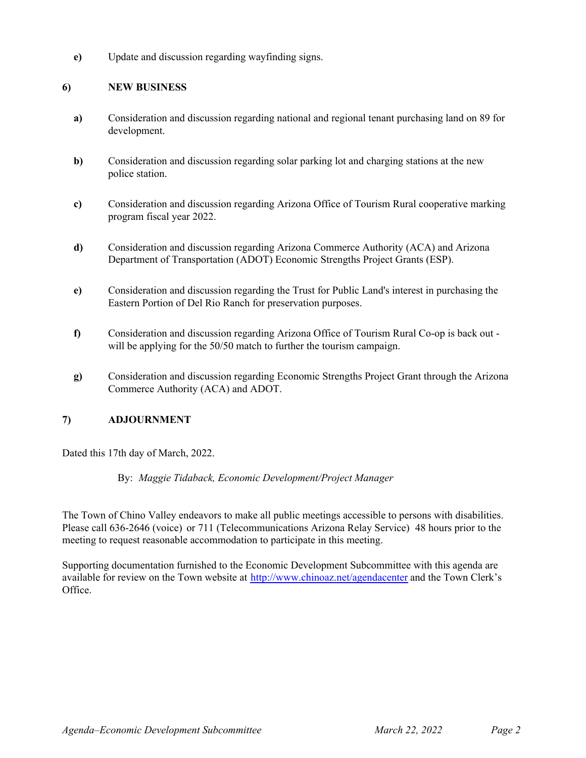**e)** Update and discussion regarding wayfinding signs.

## 6) NEW BUSINESS

**a)** Consideration and discussion regarding national and regional tenant purchasing land on 89 for development.

**b)** Consideration and discussion regarding solar parking lot and charging stations at the new police station.

**c)** Consideration and discussion regarding Arizona Office of Tourism Rural cooperative marking program fiscal year 2022.

**d)** Consideration and discussion regarding Arizona Commerce Authority (ACA) and Arizona Department of Transportation (ADOT) Economic Strengths Project Grants (ESP).

**e)** Consideration and discussion regarding the Trust for Public Land's interest in purchasing the Eastern Portion of Del Rio Ranch for preservation purposes.

**f)** Consideration and discussion regarding Arizona Office of Tourism Rural Co-op is back out - will be applying for the 50/50 match to further the tourism campaign.

**g)** Consideration and discussion regarding Economic Strengths Project Grant through the Arizona Commerce Authority (ACA) and ADOT.

## 7) ADJOURNMENT

Dated this 17th day of March, 2022.

By: *Maggie Tidaback, Economic Development/Project Manager*

The Town of Chino Valley endeavors to make all public meetings accessible to persons with disabilities. Please call 636-2646 (voice) or 711 (Telecommunications Arizona Relay Service) 48 hours prior to the meeting to request reasonable accommodation to participate in this meeting.

Supporting documentation furnished to the Economic Development Subcommittee with this agenda are available for review on the Town website at http://www.chinoaz.net/agendacenter and the Town Clerk's Office.